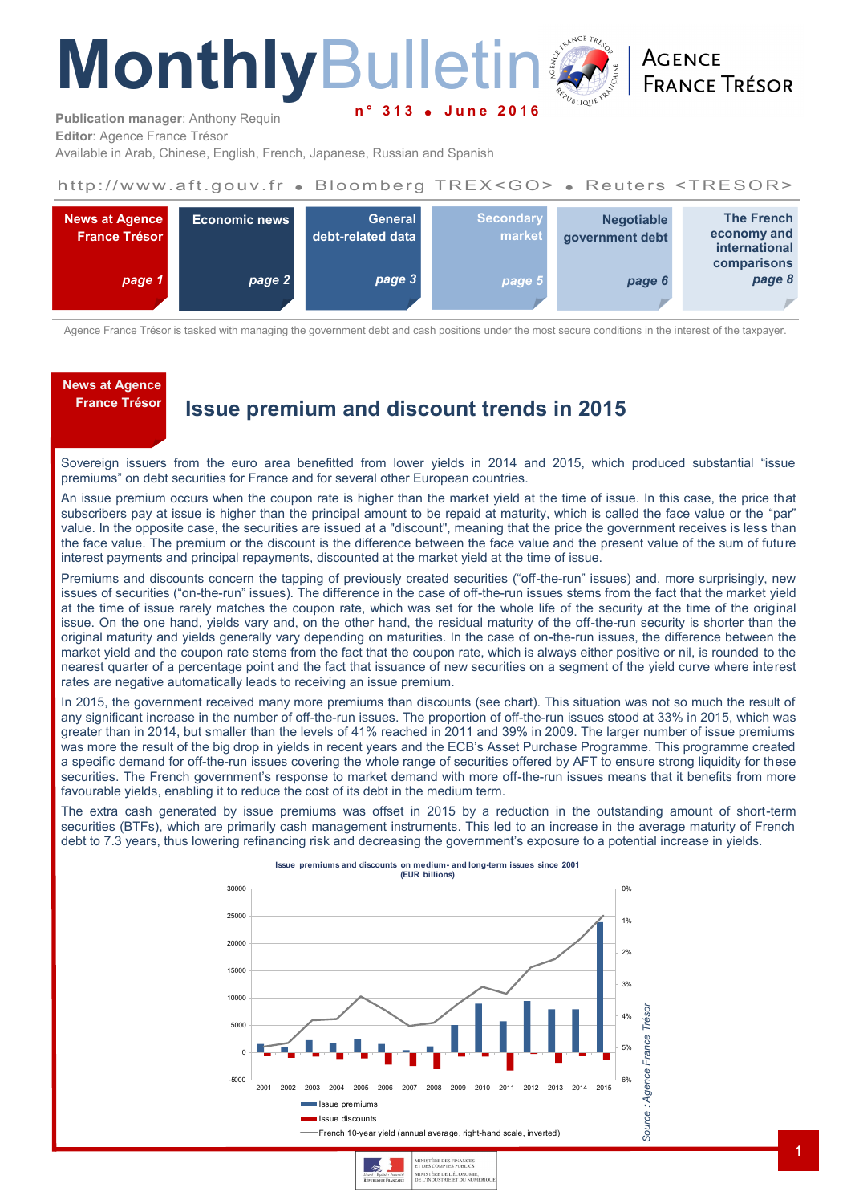# Monthly Bulletin

**n° 313 • June 2016**

AGENCE FRANCE TRÉSOR

**Publication manager**: Anthony Requin
**Editor**: Agence France Trésor
Available in Arab, Chinese, English, French, Japanese, Russian and Spanish

http://www.aft.gouv.fr • Bloomberg TREX<GO> • Reuters <TRESOR>

| News at Agence France Trésor | Economic news | General debt-related data | Secondary market | Negotiable government debt | The French economy and international comparisons |
|---|---|---|---|---|---|
| page 1 | page 2 | page 3 | page 5 | page 6 | page 8 |

Agence France Trésor is tasked with managing the government debt and cash positions under the most secure conditions in the interest of the taxpayer.

**News at Agence France Trésor**

## Issue premium and discount trends in 2015

Sovereign issuers from the euro area benefitted from lower yields in 2014 and 2015, which produced substantial "issue premiums" on debt securities for France and for several other European countries.

An issue premium occurs when the coupon rate is higher than the market yield at the time of issue. In this case, the price that subscribers pay at issue is higher than the principal amount to be repaid at maturity, which is called the face value or the "par" value. In the opposite case, the securities are issued at a "discount", meaning that the price the government receives is less than the face value. The premium or the discount is the difference between the face value and the present value of the sum of future interest payments and principal repayments, discounted at the market yield at the time of issue.

Premiums and discounts concern the tapping of previously created securities ("off-the-run" issues) and, more surprisingly, new issues of securities ("on-the-run" issues). The difference in the case of off-the-run issues stems from the fact that the market yield at the time of issue rarely matches the coupon rate, which was set for the whole life of the security at the time of the original issue. On the one hand, yields vary and, on the other hand, the residual maturity of the off-the-run security is shorter than the original maturity and yields generally vary depending on maturities. In the case of on-the-run issues, the difference between the market yield and the coupon rate stems from the fact that the coupon rate, which is always either positive or nil, is rounded to the nearest quarter of a percentage point and the fact that issuance of new securities on a segment of the yield curve where interest rates are negative automatically leads to receiving an issue premium.

In 2015, the government received many more premiums than discounts (see chart). This situation was not so much the result of any significant increase in the number of off-the-run issues. The proportion of off-the-run issues stood at 33% in 2015, which was greater than in 2014, but smaller than the levels of 41% reached in 2011 and 39% in 2009. The larger number of issue premiums was more the result of the big drop in yields in recent years and the ECB's Asset Purchase Programme. This programme created a specific demand for off-the-run issues covering the whole range of securities offered by AFT to ensure strong liquidity for these securities. The French government's response to market demand with more off-the-run issues means that it benefits from more favourable yields, enabling it to reduce the cost of its debt in the medium term.

The extra cash generated by issue premiums was offset in 2015 by a reduction in the outstanding amount of short-term securities (BTFs), which are primarily cash management instruments. This led to an increase in the average maturity of French debt to 7.3 years, thus lowering refinancing risk and decreasing the government's exposure to a potential increase in yields.

**Issue premiums and discounts on medium- and long-term issues since 2001 (EUR billions)**

Legend: Issue premiums; Issue discounts; French 10-year yield (annual average, right-hand scale, inverted)

*Source : Agence France Trésor*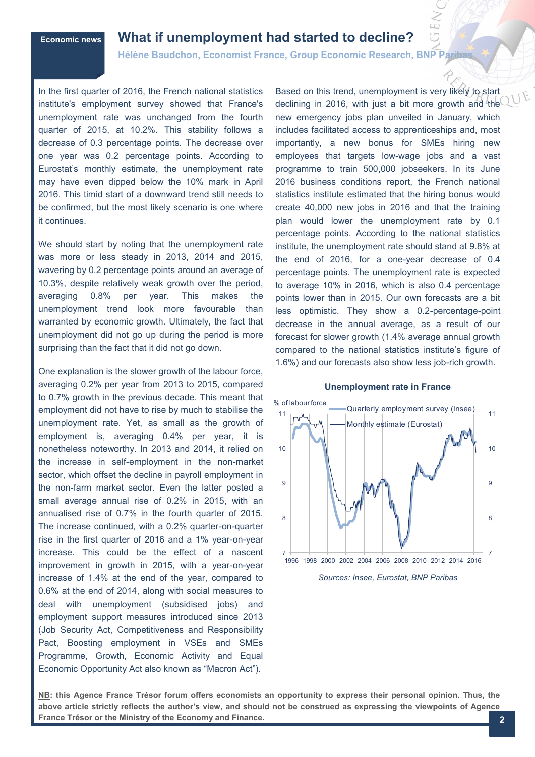Economic news

# What if unemployment had started to decline?

**Hélène Baudchon, Economist France, Group Economic Research, BNP Paribas**

In the first quarter of 2016, the French national statistics institute's employment survey showed that France's unemployment rate was unchanged from the fourth quarter of 2015, at 10.2%. This stability follows a decrease of 0.3 percentage points. The decrease over one year was 0.2 percentage points. According to Eurostat's monthly estimate, the unemployment rate may have even dipped below the 10% mark in April 2016. This timid start of a downward trend still needs to be confirmed, but the most likely scenario is one where it continues.

We should start by noting that the unemployment rate was more or less steady in 2013, 2014 and 2015, wavering by 0.2 percentage points around an average of 10.3%, despite relatively weak growth over the period, averaging 0.8% per year. This makes the unemployment trend look more favourable than warranted by economic growth. Ultimately, the fact that unemployment did not go up during the period is more surprising than the fact that it did not go down.

One explanation is the slower growth of the labour force, averaging 0.2% per year from 2013 to 2015, compared to 0.7% growth in the previous decade. This meant that employment did not have to rise by much to stabilise the unemployment rate. Yet, as small as the growth of employment is, averaging 0.4% per year, it is nonetheless noteworthy. In 2013 and 2014, it relied on the increase in self-employment in the non-market sector, which offset the decline in payroll employment in the non-farm market sector. Even the latter posted a small average annual rise of 0.2% in 2015, with an annualised rise of 0.7% in the fourth quarter of 2015. The increase continued, with a 0.2% quarter-on-quarter rise in the first quarter of 2016 and a 1% year-on-year increase. This could be the effect of a nascent improvement in growth in 2015, with a year-on-year increase of 1.4% at the end of the year, compared to 0.6% at the end of 2014, along with social measures to deal with unemployment (subsidised jobs) and employment support measures introduced since 2013 (Job Security Act, Competitiveness and Responsibility Pact, Boosting employment in VSEs and SMEs Programme, Growth, Economic Activity and Equal Economic Opportunity Act also known as "Macron Act").

Based on this trend, unemployment is very likely to start declining in 2016, with just a bit more growth and the new emergency jobs plan unveiled in January, which includes facilitated access to apprenticeships and, most importantly, a new bonus for SMEs hiring new employees that targets low-wage jobs and a vast programme to train 500,000 jobseekers. In its June 2016 business conditions report, the French national statistics institute estimated that the hiring bonus would create 40,000 new jobs in 2016 and that the training plan would lower the unemployment rate by 0.1 percentage points. According to the national statistics institute, the unemployment rate should stand at 9.8% at the end of 2016, for a one-year decrease of 0.4 percentage points. The unemployment rate is expected to average 10% in 2016, which is also 0.4 percentage points lower than in 2015. Our own forecasts are a bit less optimistic. They show a 0.2-percentage-point decrease in the annual average, as a result of our forecast for slower growth (1.4% average annual growth compared to the national statistics institute's figure of 1.6%) and our forecasts also show less job-rich growth.

**Unemployment rate in France**

*Sources: Insee, Eurostat, BNP Paribas*

**NB: this Agence France Trésor forum offers economists an opportunity to express their personal opinion. Thus, the above article strictly reflects the author's view, and should not be construed as expressing the viewpoints of Agence France Trésor or the Ministry of the Economy and Finance.**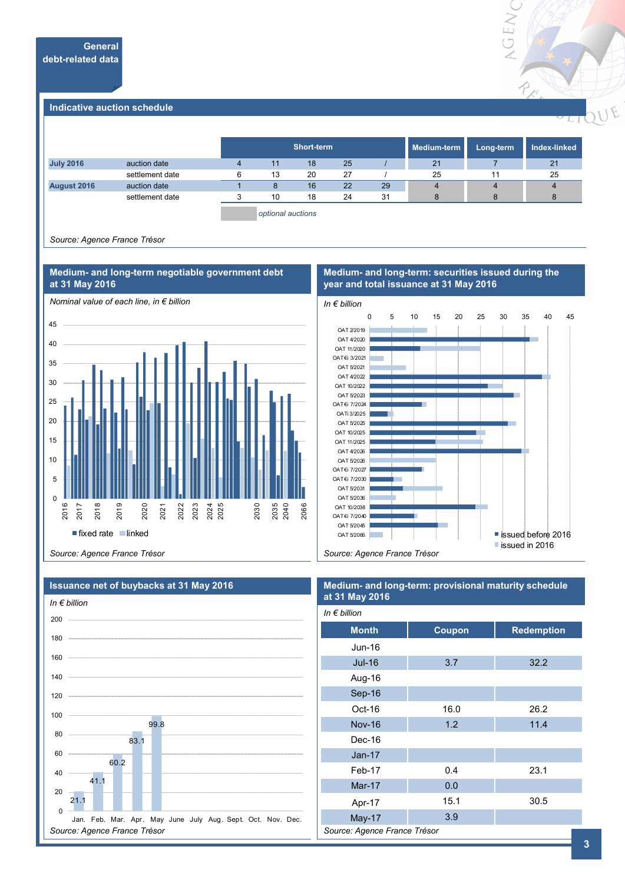## General debt-related data

### Indicative auction schedule

| | | Short-term | | | | | Medium-term | Long-term | Index-linked |
|---|---|---|---|---|---|---|---|---|---|
| July 2016 | auction date | 4 | 11 | 18 | 25 | / | 21 | 7 | 21 |
| | settlement date | 6 | 13 | 20 | 27 | / | 25 | 11 | 25 |
| August 2016 | auction date | 1 | 8 | 16 | 22 | 29 | 4 | 4 | 4 |
| | settlement date | 3 | 10 | 18 | 24 | 31 | 8 | 8 | 8 |

*optional auctions*

*Source: Agence France Trésor*

### Medium- and long-term negotiable government debt at 31 May 2016

*Nominal value of each line, in € billion*

fixed rate · linked

*Source: Agence France Trésor*

### Medium- and long-term: securities issued during the year and total issuance at 31 May 2016

*In € billion*

OAT 2/2019, OAT 4/2020, OAT 11/2020, OAT€i 3/2021, OAT 5/2021, OAT 4/2022, OAT 10/2022, OAT 5/2023, OAT€i 7/2024, OATi 3/2025, OAT 5/2025, OAT 10/2025, OAT 11/2025, OAT 4/2026, OAT 5/2026, OAT€i 7/2027, OAT€i 7/2030, OAT 5/2031, OAT 5/2036, OAT 10/2038, OAT€i 7/2040, OAT 5/2045, OAT 5/2066

issued before 2016 · issued in 2016

*Source: Agence France Trésor*

### Issuance net of buybacks at 31 May 2016

*In € billion*

| Month | Cumulative issuance |
|---|---|
| Jan. | 21.1 |
| Feb. | 41.1 |
| Mar. | 60.2 |
| Apr. | 83.1 |
| May | 99.8 |

*Source: Agence France Trésor*

### Medium- and long-term: provisional maturity schedule at 31 May 2016

*In € billion*

| Month | Coupon | Redemption |
|---|---|---|
| Jun-16 | | |
| Jul-16 | 3.7 | 32.2 |
| Aug-16 | | |
| Sep-16 | | |
| Oct-16 | 16.0 | 26.2 |
| Nov-16 | 1.2 | 11.4 |
| Dec-16 | | |
| Jan-17 | | |
| Feb-17 | 0.4 | 23.1 |
| Mar-17 | 0.0 | |
| Apr-17 | 15.1 | 30.5 |
| May-17 | 3.9 | |

*Source: Agence France Trésor*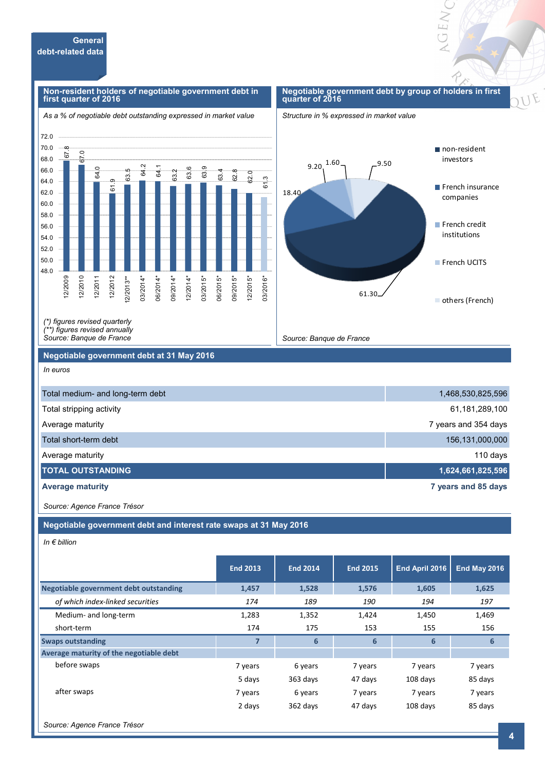## General debt-related data

### Non-resident holders of negotiable government debt in first quarter of 2016

*As a % of negotiable debt outstanding expressed in market value*

| Period | % |
|---|---|
| 12/2009 | 67.8 |
| 12/2010 | 67.0 |
| 12/2011 | 64.0 |
| 12/2012 | 61.9 |
| 12/2013** | 63.5 |
| 03/2014* | 64.2 |
| 06/2014* | 64.1 |
| 09/2014* | 63.2 |
| 12/2014* | 63.6 |
| 03/2015* | 63.9 |
| 06/2015* | 63.4 |
| 09/2015* | 62.8 |
| 12/2015* | 62.0 |
| 03/2016* | 61.3 |

*(\*) figures revised quarterly*
*(\*\*) figures revised annually*
*Source: Banque de France*

### Negotiable government debt by group of holders in first quarter of 2016

*Structure in % expressed in market value*

| Holder | % |
|---|---|
| non-resident investors | 61.30 |
| French insurance companies | 18.40 |
| French credit institutions | 9.20 |
| French UCITS | 1.60 |
| others (French) | 9.50 |

*Source: Banque de France*

### Negotiable government debt at 31 May 2016

*In euros*

| | |
|---|---|
| Total medium- and long-term debt | 1,468,530,825,596 |
| Total stripping activity | 61,181,289,100 |
| Average maturity | 7 years and 354 days |
| Total short-term debt | 156,131,000,000 |
| Average maturity | 110 days |
| **TOTAL OUTSTANDING** | **1,624,661,825,596** |
| **Average maturity** | **7 years and 85 days** |

*Source: Agence France Trésor*

### Negotiable government debt and interest rate swaps at 31 May 2016

*In € billion*

| | End 2013 | End 2014 | End 2015 | End April 2016 | End May 2016 |
|---|---|---|---|---|---|
| **Negotiable government debt outstanding** | **1,457** | **1,528** | **1,576** | **1,605** | **1,625** |
| *of which index-linked securities* | *174* | *189* | *190* | *194* | *197* |
| Medium- and long-term | 1,283 | 1,352 | 1,424 | 1,450 | 1,469 |
| short-term | 174 | 175 | 153 | 155 | 156 |
| **Swaps outstanding** | **7** | **6** | **6** | **6** | **6** |
| **Average maturity of the negotiable debt** | | | | | |
| before swaps | 7 years 5 days | 6 years 363 days | 7 years 47 days | 7 years 108 days | 7 years 85 days |
| after swaps | 7 years 2 days | 6 years 362 days | 7 years 47 days | 7 years 108 days | 7 years 85 days |

*Source: Agence France Trésor*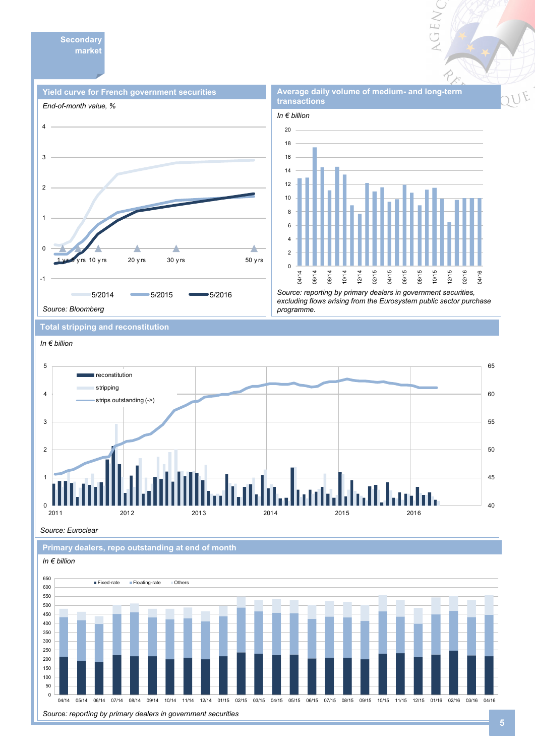## Secondary market

### Yield curve for French government securities

*End-of-month value, %*

Legend: 5/2014, 5/2015, 5/2016

Axis labels: 1 yr, 5 yrs, 10 yrs, 20 yrs, 30 yrs, 50 yrs

*Source: Bloomberg*

### Average daily volume of medium- and long-term transactions

*In € billion*

*Source: reporting by primary dealers in government securities, excluding flows arising from the Eurosystem public sector purchase programme.*

### Total stripping and reconstitution

*In € billion*

Legend: reconstitution, stripping, strips outstanding (->)

*Source: Euroclear*

### Primary dealers, repo outstanding at end of month

*In € billion*

Legend: Fixed-rate, Floating-rate, Others

*Source: reporting by primary dealers in government securities*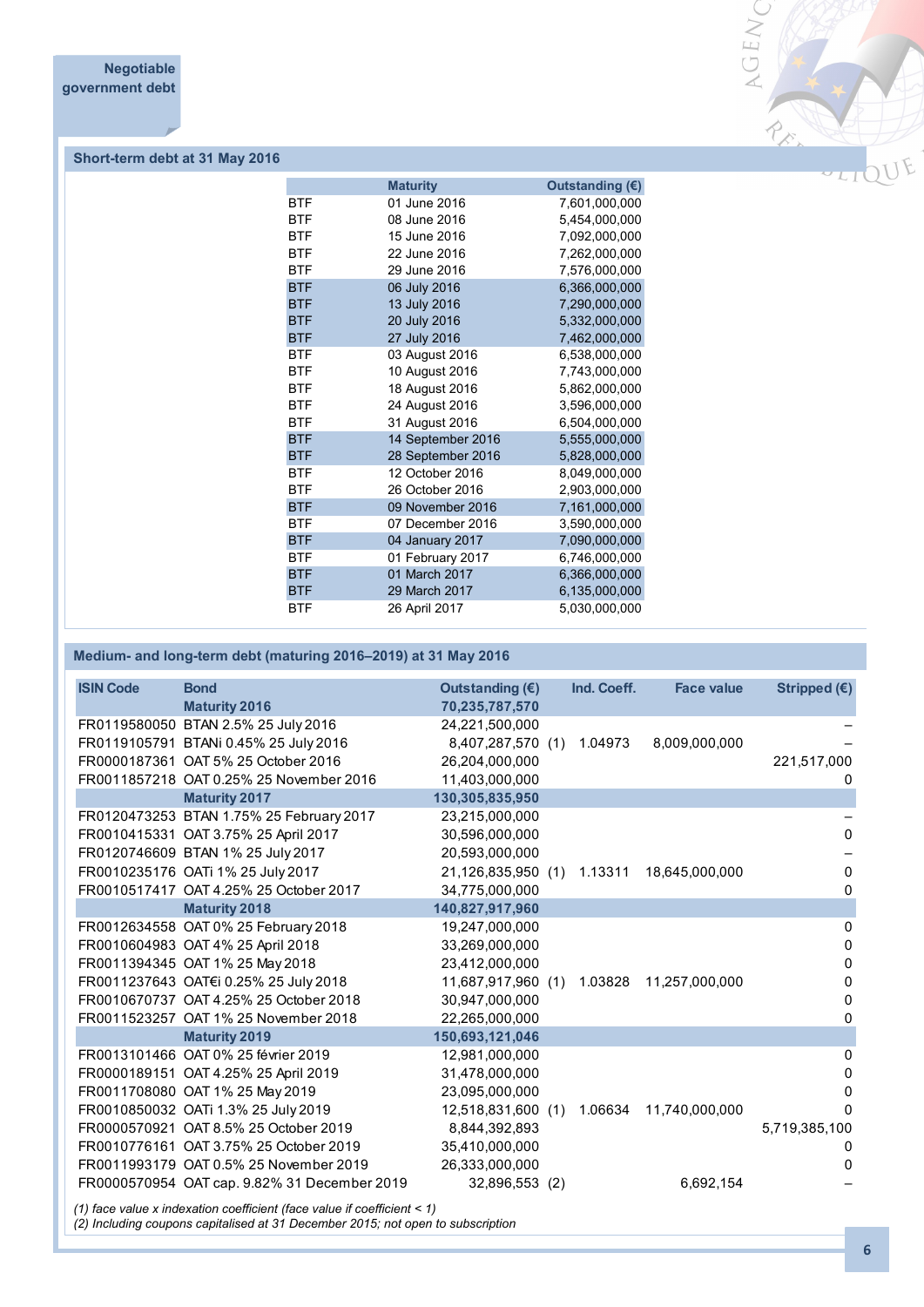## Negotiable government debt

### Short-term debt at 31 May 2016

| | Maturity | Outstanding (€) |
|---|---|---|
| BTF | 01 June 2016 | 7,601,000,000 |
| BTF | 08 June 2016 | 5,454,000,000 |
| BTF | 15 June 2016 | 7,092,000,000 |
| BTF | 22 June 2016 | 7,262,000,000 |
| BTF | 29 June 2016 | 7,576,000,000 |
| BTF | 06 July 2016 | 6,366,000,000 |
| BTF | 13 July 2016 | 7,290,000,000 |
| BTF | 20 July 2016 | 5,332,000,000 |
| BTF | 27 July 2016 | 7,462,000,000 |
| BTF | 03 August 2016 | 6,538,000,000 |
| BTF | 10 August 2016 | 7,743,000,000 |
| BTF | 18 August 2016 | 5,862,000,000 |
| BTF | 24 August 2016 | 3,596,000,000 |
| BTF | 31 August 2016 | 6,504,000,000 |
| BTF | 14 September 2016 | 5,555,000,000 |
| BTF | 28 September 2016 | 5,828,000,000 |
| BTF | 12 October 2016 | 8,049,000,000 |
| BTF | 26 October 2016 | 2,903,000,000 |
| BTF | 09 November 2016 | 7,161,000,000 |
| BTF | 07 December 2016 | 3,590,000,000 |
| BTF | 04 January 2017 | 7,090,000,000 |
| BTF | 01 February 2017 | 6,746,000,000 |
| BTF | 01 March 2017 | 6,366,000,000 |
| BTF | 29 March 2017 | 6,135,000,000 |
| BTF | 26 April 2017 | 5,030,000,000 |

### Medium- and long-term debt (maturing 2016–2019) at 31 May 2016

| ISIN Code | Bond | Outstanding (€) | | Ind. Coeff. | Face value | Stripped (€) |
|---|---|---|---|---|---|---|
| | **Maturity 2016** | **70,235,787,570** | | | | |
| FR0119580050 | BTAN 2.5% 25 July 2016 | 24,221,500,000 | | | | – |
| FR0119105791 | BTANi 0.45% 25 July 2016 | 8,407,287,570 | (1) | 1.04973 | 8,009,000,000 | – |
| FR0000187361 | OAT 5% 25 October 2016 | 26,204,000,000 | | | | 221,517,000 |
| FR0011857218 | OAT 0.25% 25 November 2016 | 11,403,000,000 | | | | 0 |
| | **Maturity 2017** | **130,305,835,950** | | | | |
| FR0120473253 | BTAN 1.75% 25 February 2017 | 23,215,000,000 | | | | – |
| FR0010415331 | OAT 3.75% 25 April 2017 | 30,596,000,000 | | | | 0 |
| FR0120746609 | BTAN 1% 25 July 2017 | 20,593,000,000 | | | | – |
| FR0010235176 | OATi 1% 25 July 2017 | 21,126,835,950 | (1) | 1.13311 | 18,645,000,000 | 0 |
| FR0010517417 | OAT 4.25% 25 October 2017 | 34,775,000,000 | | | | 0 |
| | **Maturity 2018** | **140,827,917,960** | | | | |
| FR0012634558 | OAT 0% 25 February 2018 | 19,247,000,000 | | | | 0 |
| FR0010604983 | OAT 4% 25 April 2018 | 33,269,000,000 | | | | 0 |
| FR0011394345 | OAT 1% 25 May 2018 | 23,412,000,000 | | | | 0 |
| FR0011237643 | OAT€i 0.25% 25 July 2018 | 11,687,917,960 | (1) | 1.03828 | 11,257,000,000 | 0 |
| FR0010670737 | OAT 4.25% 25 October 2018 | 30,947,000,000 | | | | 0 |
| FR0011523257 | OAT 1% 25 November 2018 | 22,265,000,000 | | | | 0 |
| | **Maturity 2019** | **150,693,121,046** | | | | |
| FR0013101466 | OAT 0% 25 février 2019 | 12,981,000,000 | | | | 0 |
| FR0000189151 | OAT 4.25% 25 April 2019 | 31,478,000,000 | | | | 0 |
| FR0011708080 | OAT 1% 25 May 2019 | 23,095,000,000 | | | | 0 |
| FR0010850032 | OATi 1.3% 25 July 2019 | 12,518,831,600 | (1) | 1.06634 | 11,740,000,000 | 0 |
| FR0000570921 | OAT 8.5% 25 October 2019 | 8,844,392,893 | | | | 5,719,385,100 |
| FR0010776161 | OAT 3.75% 25 October 2019 | 35,410,000,000 | | | | 0 |
| FR0011993179 | OAT 0.5% 25 November 2019 | 26,333,000,000 | | | | 0 |
| FR0000570954 | OAT cap. 9.82% 31 December 2019 | 32,896,553 | (2) | | 6,692,154 | – |

*(1) face value x indexation coefficient (face value if coefficient < 1)*
*(2) Including coupons capitalised at 31 December 2015; not open to subscription*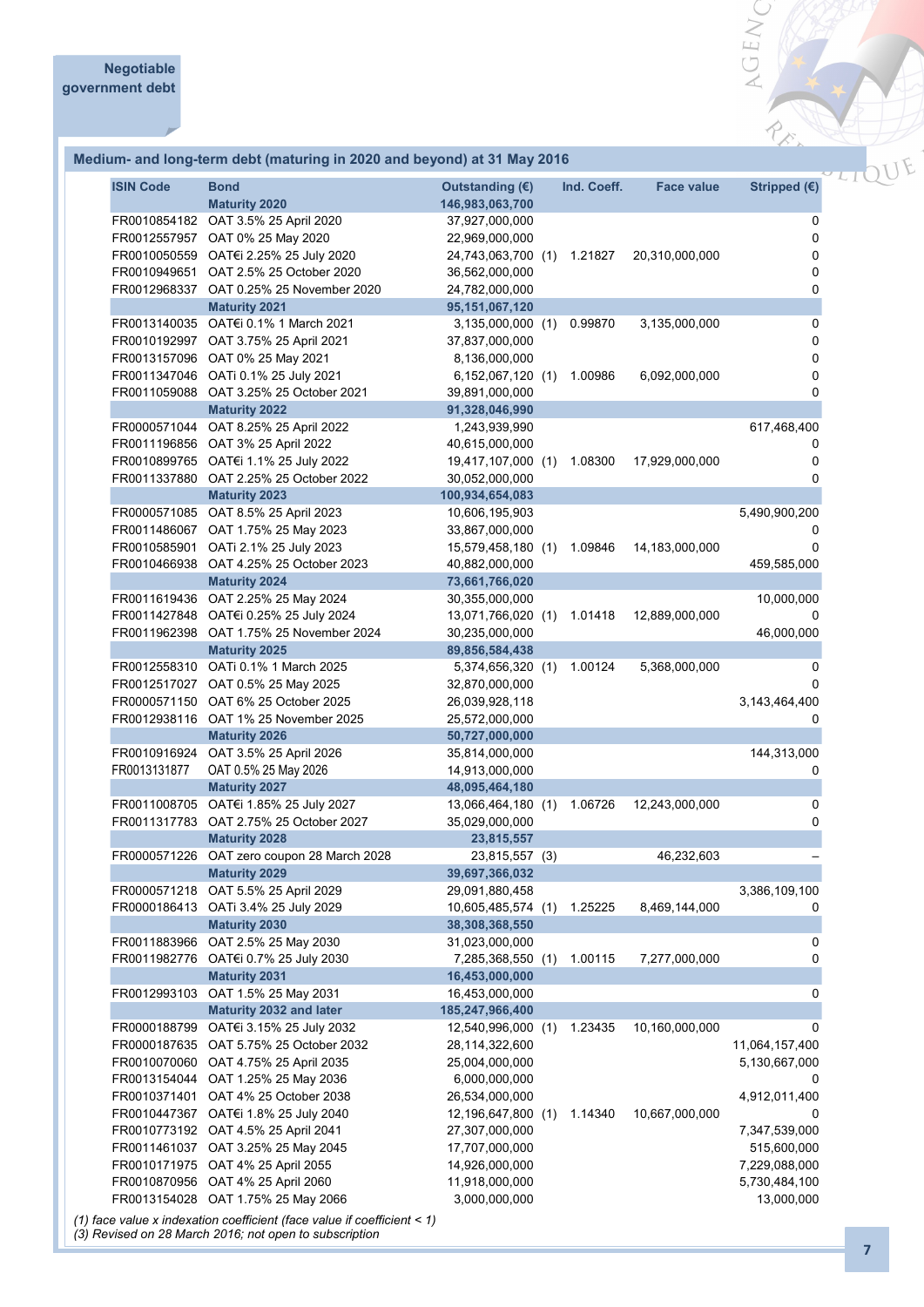Negotiable government debt

## Medium- and long-term debt (maturing in 2020 and beyond) at 31 May 2016

| ISIN Code | Bond | Outstanding (€) | | Ind. Coeff. | Face value | Stripped (€) |
|---|---|---|---|---|---|---|
| | **Maturity 2020** | **146,983,063,700** | | | | |
| FR0010854182 | OAT 3.5% 25 April 2020 | 37,927,000,000 | | | | 0 |
| FR0012557957 | OAT 0% 25 May 2020 | 22,969,000,000 | | | | 0 |
| FR0010050559 | OAT€i 2.25% 25 July 2020 | 24,743,063,700 | (1) | 1.21827 | 20,310,000,000 | 0 |
| FR0010949651 | OAT 2.5% 25 October 2020 | 36,562,000,000 | | | | 0 |
| FR0012968337 | OAT 0.25% 25 November 2020 | 24,782,000,000 | | | | 0 |
| | **Maturity 2021** | **95,151,067,120** | | | | |
| FR0013140035 | OAT€i 0.1% 1 March 2021 | 3,135,000,000 | (1) | 0.99870 | 3,135,000,000 | 0 |
| FR0010192997 | OAT 3.75% 25 April 2021 | 37,837,000,000 | | | | 0 |
| FR0013157096 | OAT 0% 25 May 2021 | 8,136,000,000 | | | | 0 |
| FR0011347046 | OATi 0.1% 25 July 2021 | 6,152,067,120 | (1) | 1.00986 | 6,092,000,000 | 0 |
| FR0011059088 | OAT 3.25% 25 October 2021 | 39,891,000,000 | | | | 0 |
| | **Maturity 2022** | **91,328,046,990** | | | | |
| FR0000571044 | OAT 8.25% 25 April 2022 | 1,243,939,990 | | | | 617,468,400 |
| FR0011196856 | OAT 3% 25 April 2022 | 40,615,000,000 | | | | 0 |
| FR0010899765 | OAT€i 1.1% 25 July 2022 | 19,417,107,000 | (1) | 1.08300 | 17,929,000,000 | 0 |
| FR0011337880 | OAT 2.25% 25 October 2022 | 30,052,000,000 | | | | 0 |
| | **Maturity 2023** | **100,934,654,083** | | | | |
| FR0000571085 | OAT 8.5% 25 April 2023 | 10,606,195,903 | | | | 5,490,900,200 |
| FR0011486067 | OAT 1.75% 25 May 2023 | 33,867,000,000 | | | | 0 |
| FR0010585901 | OATi 2.1% 25 July 2023 | 15,579,458,180 | (1) | 1.09846 | 14,183,000,000 | 0 |
| FR0010466938 | OAT 4.25% 25 October 2023 | 40,882,000,000 | | | | 459,585,000 |
| | **Maturity 2024** | **73,661,766,020** | | | | |
| FR0011619436 | OAT 2.25% 25 May 2024 | 30,355,000,000 | | | | 10,000,000 |
| FR0011427848 | OAT€i 0.25% 25 July 2024 | 13,071,766,020 | (1) | 1.01418 | 12,889,000,000 | 0 |
| FR0011962398 | OAT 1.75% 25 November 2024 | 30,235,000,000 | | | | 46,000,000 |
| | **Maturity 2025** | **89,856,584,438** | | | | |
| FR0012558310 | OATi 0.1% 1 March 2025 | 5,374,656,320 | (1) | 1.00124 | 5,368,000,000 | 0 |
| FR0012517027 | OAT 0.5% 25 May 2025 | 32,870,000,000 | | | | 0 |
| FR0000571150 | OAT 6% 25 October 2025 | 26,039,928,118 | | | | 3,143,464,400 |
| FR0012938116 | OAT 1% 25 November 2025 | 25,572,000,000 | | | | 0 |
| | **Maturity 2026** | **50,727,000,000** | | | | |
| FR0010916924 | OAT 3.5% 25 April 2026 | 35,814,000,000 | | | | 144,313,000 |
| FR0013131877 | OAT 0.5% 25 May 2026 | 14,913,000,000 | | | | 0 |
| | **Maturity 2027** | **48,095,464,180** | | | | |
| FR0011008705 | OAT€i 1.85% 25 July 2027 | 13,066,464,180 | (1) | 1.06726 | 12,243,000,000 | 0 |
| FR0011317783 | OAT 2.75% 25 October 2027 | 35,029,000,000 | | | | 0 |
| | **Maturity 2028** | **23,815,557** | | | | |
| FR0000571226 | OAT zero coupon 28 March 2028 | 23,815,557 | (3) | | 46,232,603 | – |
| | **Maturity 2029** | **39,697,366,032** | | | | |
| FR0000571218 | OAT 5.5% 25 April 2029 | 29,091,880,458 | | | | 3,386,109,100 |
| FR0000186413 | OATi 3.4% 25 July 2029 | 10,605,485,574 | (1) | 1.25225 | 8,469,144,000 | 0 |
| | **Maturity 2030** | **38,308,368,550** | | | | |
| FR0011883966 | OAT 2.5% 25 May 2030 | 31,023,000,000 | | | | 0 |
| FR0011982776 | OAT€i 0.7% 25 July 2030 | 7,285,368,550 | (1) | 1.00115 | 7,277,000,000 | 0 |
| | **Maturity 2031** | **16,453,000,000** | | | | |
| FR0012993103 | OAT 1.5% 25 May 2031 | 16,453,000,000 | | | | 0 |
| | **Maturity 2032 and later** | **185,247,966,400** | | | | |
| FR0000188799 | OAT€i 3.15% 25 July 2032 | 12,540,996,000 | (1) | 1.23435 | 10,160,000,000 | 0 |
| FR0000187635 | OAT 5.75% 25 October 2032 | 28,114,322,600 | | | | 11,064,157,400 |
| FR0010070060 | OAT 4.75% 25 April 2035 | 25,004,000,000 | | | | 5,130,667,000 |
| FR0013154044 | OAT 1.25% 25 May 2036 | 6,000,000,000 | | | | 0 |
| FR0010371401 | OAT 4% 25 October 2038 | 26,534,000,000 | | | | 4,912,011,400 |
| FR0010447367 | OAT€i 1.8% 25 July 2040 | 12,196,647,800 | (1) | 1.14340 | 10,667,000,000 | 0 |
| FR0010773192 | OAT 4.5% 25 April 2041 | 27,307,000,000 | | | | 7,347,539,000 |
| FR0011461037 | OAT 3.25% 25 May 2045 | 17,707,000,000 | | | | 515,600,000 |
| FR0010171975 | OAT 4% 25 April 2055 | 14,926,000,000 | | | | 7,229,088,000 |
| FR0010870956 | OAT 4% 25 April 2060 | 11,918,000,000 | | | | 5,730,484,100 |
| FR0013154028 | OAT 1.75% 25 May 2066 | 3,000,000,000 | | | | 13,000,000 |

*(1) face value x indexation coefficient (face value if coefficient < 1)*
*(3) Revised on 28 March 2016; not open to subscription*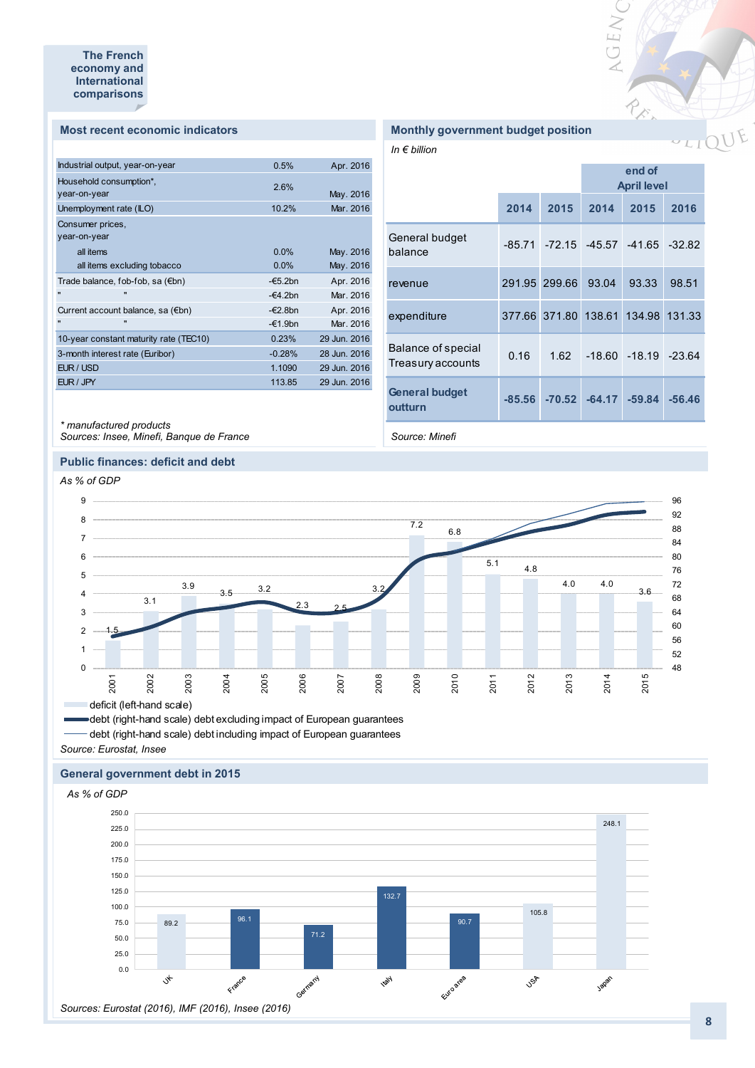The French economy and International comparisons

## Most recent economic indicators

| Indicator | Value | Date |
|---|---|---|
| Industrial output, year-on-year | 0.5% | Apr. 2016 |
| Household consumption*, year-on-year | 2.6% | May. 2016 |
| Unemployment rate (ILO) | 10.2% | Mar. 2016 |
| Consumer prices, year-on-year | | |
| all items | 0.0% | May. 2016 |
| all items excluding tobacco | 0.0% | May. 2016 |
| Trade balance, fob-fob, sa (€bn) | -€5.2bn | Apr. 2016 |
| " " | -€4.2bn | Mar. 2016 |
| Current account balance, sa (€bn) | -€2.8bn | Apr. 2016 |
| " " | -€1.9bn | Mar. 2016 |
| 10-year constant maturity rate (TEC10) | 0.23% | 29 Jun. 2016 |
| 3-month interest rate (Euribor) | -0.28% | 28 Jun. 2016 |
| EUR / USD | 1.1090 | 29 Jun. 2016 |
| EUR / JPY | 113.85 | 29 Jun. 2016 |

*\* manufactured products*
*Sources: Insee, Minefi, Banque de France*

## Monthly government budget position

*In € billion*

| | | | end of April level | | |
|---|---|---|---|---|---|
| | 2014 | 2015 | 2014 | 2015 | 2016 |
| General budget balance | -85.71 | -72.15 | -45.57 | -41.65 | -32.82 |
| revenue | 291.95 | 299.66 | 93.04 | 93.33 | 98.51 |
| expenditure | 377.66 | 371.80 | 138.61 | 134.98 | 131.33 |
| Balance of special Treasury accounts | 0.16 | 1.62 | -18.60 | -18.19 | -23.64 |
| **General budget outturn** | **-85.56** | **-70.52** | **-64.17** | **-59.84** | **-56.46** |

*Source: Minefi*

## Public finances: deficit and debt

*As % of GDP*

| Year | 2001 | 2002 | 2003 | 2004 | 2005 | 2006 | 2007 | 2008 | 2009 | 2010 | 2011 | 2012 | 2013 | 2014 | 2015 |
|---|---|---|---|---|---|---|---|---|---|---|---|---|---|---|---|
| Deficit (left-hand scale) | 1.5 | 3.1 | 3.9 | 3.5 | 3.2 | 2.3 | 2.5 | 3.2 | 7.2 | 6.8 | 5.1 | 4.8 | 4.0 | 4.0 | 3.6 |

- deficit (left-hand scale)
- debt (right-hand scale) debt excluding impact of European guarantees
- debt (right-hand scale) debt including impact of European guarantees

*Source: Eurostat, Insee*

## General government debt in 2015

*As % of GDP*

| UK | France | Germany | Italy | Euro area | USA | Japan |
|---|---|---|---|---|---|---|
| 89.2 | 96.1 | 71.2 | 132.7 | 90.7 | 105.8 | 248.1 |

*Sources: Eurostat (2016), IMF (2016), Insee (2016)*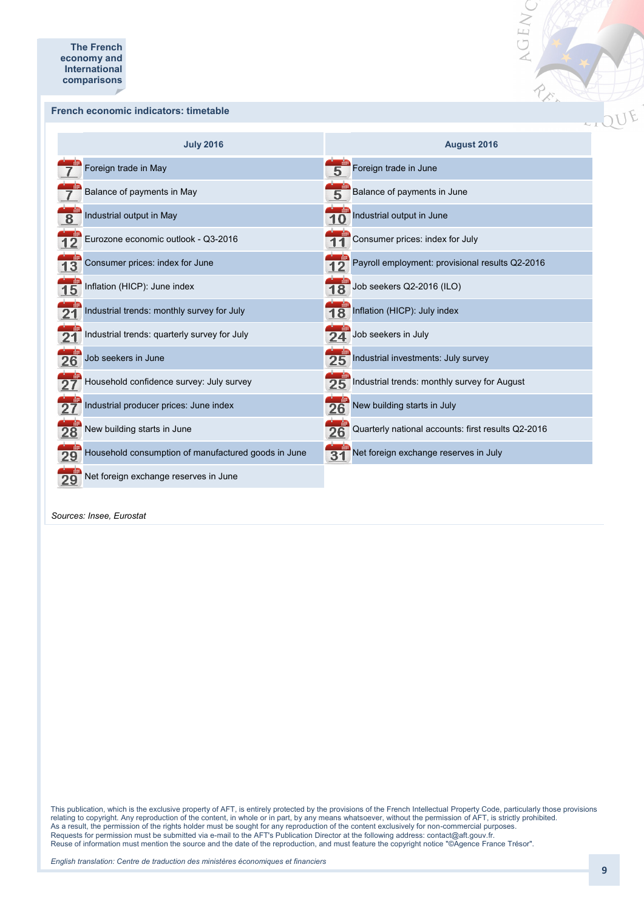## French economic indicators: timetable

| July 2016 | | August 2016 | |
|---|---|---|---|
| 7 | Foreign trade in May | 5 | Foreign trade in June |
| 7 | Balance of payments in May | 5 | Balance of payments in June |
| 8 | Industrial output in May | 10 | Industrial output in June |
| 12 | Eurozone economic outlook - Q3-2016 | 11 | Consumer prices: index for July |
| 13 | Consumer prices: index for June | 12 | Payroll employment: provisional results Q2-2016 |
| 15 | Inflation (HICP): June index | 18 | Job seekers Q2-2016 (ILO) |
| 21 | Industrial trends: monthly survey for July | 18 | Inflation (HICP): July index |
| 21 | Industrial trends: quarterly survey for July | 24 | Job seekers in July |
| 26 | Job seekers in June | 25 | Industrial investments: July survey |
| 27 | Household confidence survey: July survey | 25 | Industrial trends: monthly survey for August |
| 27 | Industrial producer prices: June index | 26 | New building starts in July |
| 28 | New building starts in June | 26 | Quarterly national accounts: first results Q2-2016 |
| 29 | Household consumption of manufactured goods in June | 31 | Net foreign exchange reserves in July |
| 29 | Net foreign exchange reserves in June | | |

*Sources: Insee, Eurostat*

This publication, which is the exclusive property of AFT, is entirely protected by the provisions of the French Intellectual Property Code, particularly those provisions relating to copyright. Any reproduction of the content, in whole or in part, by any means whatsoever, without the permission of AFT, is strictly prohibited.
As a result, the permission of the rights holder must be sought for any reproduction of the content exclusively for non-commercial purposes.
Requests for permission must be submitted via e-mail to the AFT's Publication Director at the following address: contact@aft.gouv.fr.
Reuse of information must mention the source and the date of the reproduction, and must feature the copyright notice "©Agence France Trésor".

*English translation: Centre de traduction des ministères économiques et financiers*